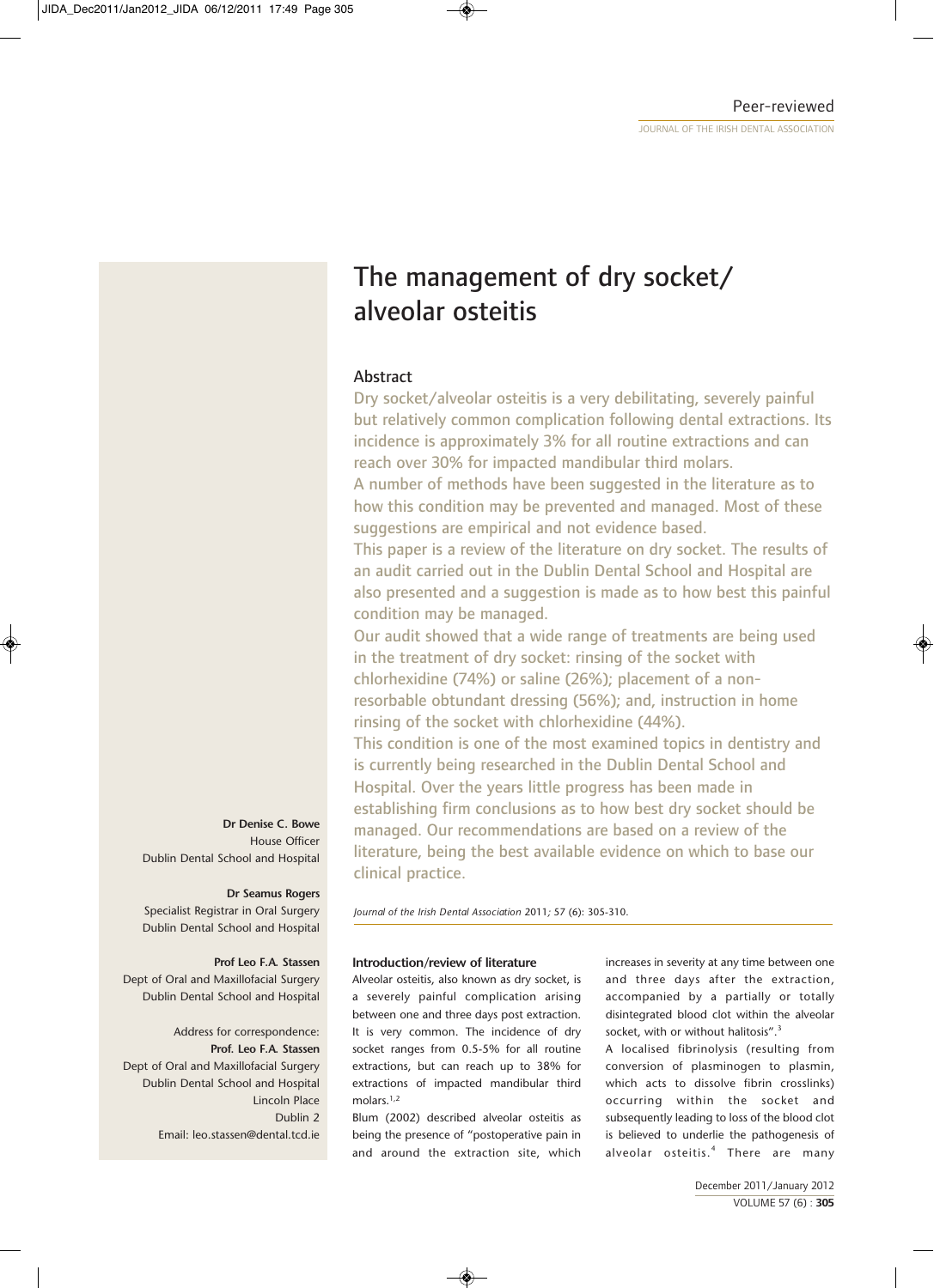# The management of dry socket/ alveolar osteitis

## Abstract

Dry socket/alveolar osteitis is a very debilitating, severely painful but relatively common complication following dental extractions. Its incidence is approximately 3% for all routine extractions and can reach over 30% for impacted mandibular third molars.

A number of methods have been suggested in the literature as to how this condition may be prevented and managed. Most of these suggestions are empirical and not evidence based.

This paper is a review of the literature on dry socket. The results of an audit carried out in the Dublin Dental School and Hospital are also presented and a suggestion is made as to how best this painful condition may be managed.

Our audit showed that a wide range of treatments are being used in the treatment of dry socket: rinsing of the socket with chlorhexidine (74%) or saline (26%); placement of a non-resorbable obtundant dressing (56%); and, instruction in home rinsing of the socket with chlorhexidine (44%).

This condition is one of the most examined topics in dentistry and is currently being researched in the Dublin Dental School and Hospital. Over the years little progress has been made in establishing firm conclusions as to how best dry socket should be managed. Our recommendations are based on a review of the literature, being the best available evidence on which to base our clinical practice.

*Journal of the Irish Dental Association* 2011; 57 (6): 305-310.

**Dr Denise C. Bowe**
House Officer
Dublin Dental School and Hospital

**Dr Seamus Rogers**
Specialist Registrar in Oral Surgery
Dublin Dental School and Hospital

**Prof Leo F.A. Stassen**
Dept of Oral and Maxillofacial Surgery
Dublin Dental School and Hospital

Address for correspondence:
**Prof. Leo F.A. Stassen**
Dept of Oral and Maxillofacial Surgery
Dublin Dental School and Hospital
Lincoln Place
Dublin 2
Email: leo.stassen@dental.tcd.ie

### Introduction/review of literature

Alveolar osteitis, also known as dry socket, is a severely painful complication arising between one and three days post extraction. It is very common. The incidence of dry socket ranges from 0.5-5% for all routine extractions, but can reach up to 38% for extractions of impacted mandibular third molars.[1,2]

Blum (2002) described alveolar osteitis as being the presence of "postoperative pain in and around the extraction site, which increases in severity at any time between one and three days after the extraction, accompanied by a partially or totally disintegrated blood clot within the alveolar socket, with or without halitosis".[3]

A localised fibrinolysis (resulting from conversion of plasminogen to plasmin, which acts to dissolve fibrin crosslinks) occurring within the socket and subsequently leading to loss of the blood clot is believed to underlie the pathogenesis of alveolar osteitis.[4] There are many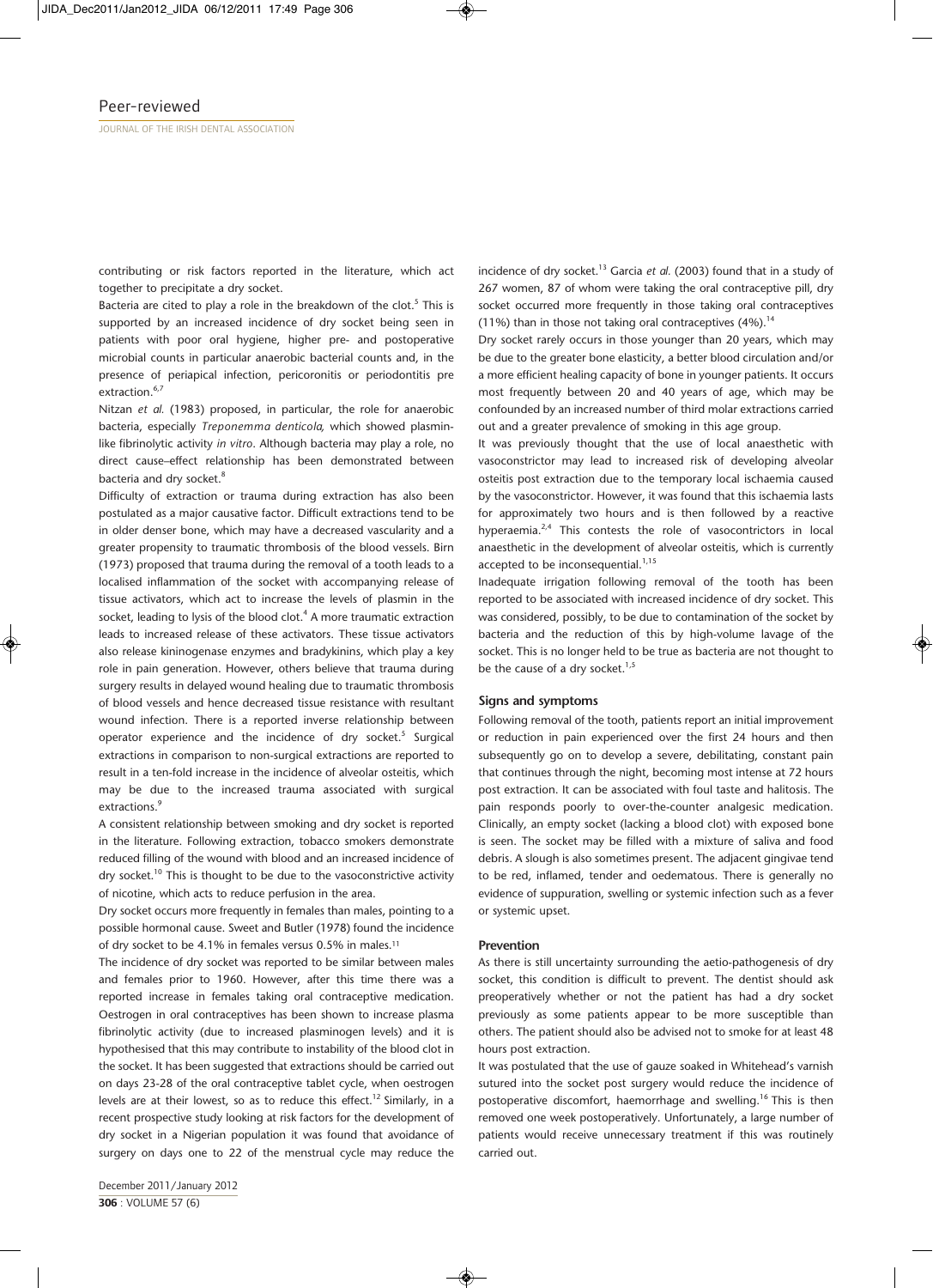contributing or risk factors reported in the literature, which act together to precipitate a dry socket.

Bacteria are cited to play a role in the breakdown of the clot.[5] This is supported by an increased incidence of dry socket being seen in patients with poor oral hygiene, higher pre- and postoperative microbial counts in particular anaerobic bacterial counts and, in the presence of periapical infection, pericoronitis or periodontitis pre extraction.[6,7]

Nitzan *et al.* (1983) proposed, in particular, the role for anaerobic bacteria, especially *Treponemma denticola,* which showed plasmin-like fibrinolytic activity *in vitro*. Although bacteria may play a role, no direct cause–effect relationship has been demonstrated between bacteria and dry socket.[8]

Difficulty of extraction or trauma during extraction has also been postulated as a major causative factor. Difficult extractions tend to be in older denser bone, which may have a decreased vascularity and a greater propensity to traumatic thrombosis of the blood vessels. Birn (1973) proposed that trauma during the removal of a tooth leads to a localised inflammation of the socket with accompanying release of tissue activators, which act to increase the levels of plasmin in the socket, leading to lysis of the blood clot.[4] A more traumatic extraction leads to increased release of these activators. These tissue activators also release kininogenase enzymes and bradykinins, which play a key role in pain generation. However, others believe that trauma during surgery results in delayed wound healing due to traumatic thrombosis of blood vessels and hence decreased tissue resistance with resultant wound infection. There is a reported inverse relationship between operator experience and the incidence of dry socket.[5] Surgical extractions in comparison to non-surgical extractions are reported to result in a ten-fold increase in the incidence of alveolar osteitis, which may be due to the increased trauma associated with surgical extractions.[9]

A consistent relationship between smoking and dry socket is reported in the literature. Following extraction, tobacco smokers demonstrate reduced filling of the wound with blood and an increased incidence of dry socket.[10] This is thought to be due to the vasoconstrictive activity of nicotine, which acts to reduce perfusion in the area.

Dry socket occurs more frequently in females than males, pointing to a possible hormonal cause. Sweet and Butler (1978) found the incidence of dry socket to be 4.1% in females versus 0.5% in males.[11]

The incidence of dry socket was reported to be similar between males and females prior to 1960. However, after this time there was a reported increase in females taking oral contraceptive medication. Oestrogen in oral contraceptives has been shown to increase plasma fibrinolytic activity (due to increased plasminogen levels) and it is hypothesised that this may contribute to instability of the blood clot in the socket. It has been suggested that extractions should be carried out on days 23-28 of the oral contraceptive tablet cycle, when oestrogen levels are at their lowest, so as to reduce this effect.[12] Similarly, in a recent prospective study looking at risk factors for the development of dry socket in a Nigerian population it was found that avoidance of surgery on days one to 22 of the menstrual cycle may reduce the incidence of dry socket.[13] Garcia *et al.* (2003) found that in a study of 267 women, 87 of whom were taking the oral contraceptive pill, dry socket occurred more frequently in those taking oral contraceptives (11%) than in those not taking oral contraceptives (4%).[14]

Dry socket rarely occurs in those younger than 20 years, which may be due to the greater bone elasticity, a better blood circulation and/or a more efficient healing capacity of bone in younger patients. It occurs most frequently between 20 and 40 years of age, which may be confounded by an increased number of third molar extractions carried out and a greater prevalence of smoking in this age group.

It was previously thought that the use of local anaesthetic with vasoconstrictor may lead to increased risk of developing alveolar osteitis post extraction due to the temporary local ischaemia caused by the vasoconstrictor. However, it was found that this ischaemia lasts for approximately two hours and is then followed by a reactive hyperaemia.[2,4] This contests the role of vasocontrictors in local anaesthetic in the development of alveolar osteitis, which is currently accepted to be inconsequential.[1,15]

Inadequate irrigation following removal of the tooth has been reported to be associated with increased incidence of dry socket. This was considered, possibly, to be due to contamination of the socket by bacteria and the reduction of this by high-volume lavage of the socket. This is no longer held to be true as bacteria are not thought to be the cause of a dry socket.[1,5]

### Signs and symptoms

Following removal of the tooth, patients report an initial improvement or reduction in pain experienced over the first 24 hours and then subsequently go on to develop a severe, debilitating, constant pain that continues through the night, becoming most intense at 72 hours post extraction. It can be associated with foul taste and halitosis. The pain responds poorly to over-the-counter analgesic medication. Clinically, an empty socket (lacking a blood clot) with exposed bone is seen. The socket may be filled with a mixture of saliva and food debris. A slough is also sometimes present. The adjacent gingivae tend to be red, inflamed, tender and oedematous. There is generally no evidence of suppuration, swelling or systemic infection such as a fever or systemic upset.

### Prevention

As there is still uncertainty surrounding the aetio-pathogenesis of dry socket, this condition is difficult to prevent. The dentist should ask preoperatively whether or not the patient has had a dry socket previously as some patients appear to be more susceptible than others. The patient should also be advised not to smoke for at least 48 hours post extraction.

It was postulated that the use of gauze soaked in Whitehead's varnish sutured into the socket post surgery would reduce the incidence of postoperative discomfort, haemorrhage and swelling.[16] This is then removed one week postoperatively. Unfortunately, a large number of patients would receive unnecessary treatment if this was routinely carried out.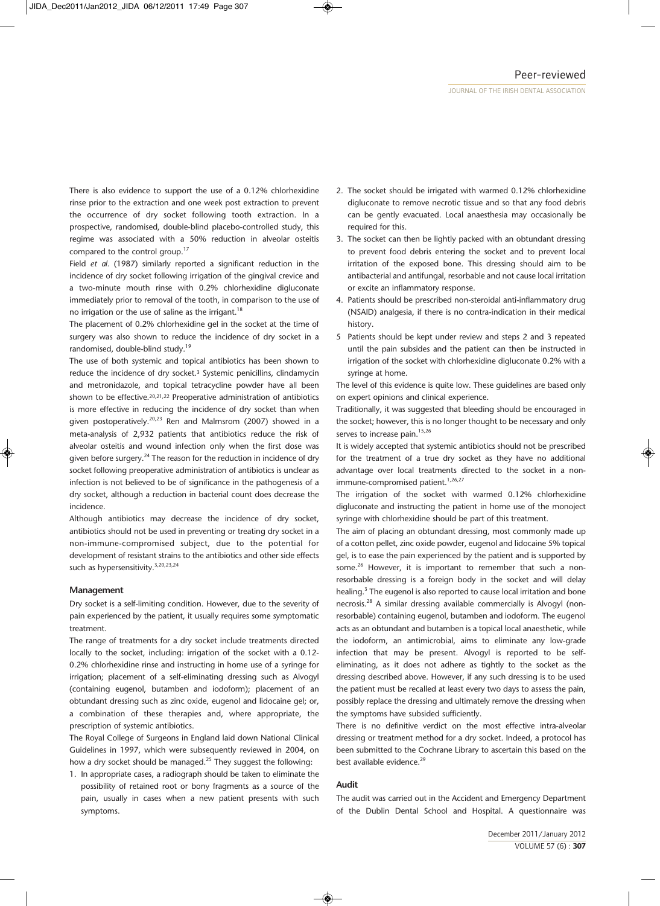There is also evidence to support the use of a 0.12% chlorhexidine rinse prior to the extraction and one week post extraction to prevent the occurrence of dry socket following tooth extraction. In a prospective, randomised, double-blind placebo-controlled study, this regime was associated with a 50% reduction in alveolar osteitis compared to the control group.[17]

Field *et al.* (1987) similarly reported a significant reduction in the incidence of dry socket following irrigation of the gingival crevice and a two-minute mouth rinse with 0.2% chlorhexidine digluconate immediately prior to removal of the tooth, in comparison to the use of no irrigation or the use of saline as the irrigant.[18]

The placement of 0.2% chlorhexidine gel in the socket at the time of surgery was also shown to reduce the incidence of dry socket in a randomised, double-blind study.[19]

The use of both systemic and topical antibiotics has been shown to reduce the incidence of dry socket.[3] Systemic penicillins, clindamycin and metronidazole, and topical tetracycline powder have all been shown to be effective.[20,21,22] Preoperative administration of antibiotics is more effective in reducing the incidence of dry socket than when given postoperatively.[20,23] Ren and Malmsrom (2007) showed in a meta-analysis of 2,932 patients that antibiotics reduce the risk of alveolar osteitis and wound infection only when the first dose was given before surgery.[24] The reason for the reduction in incidence of dry socket following preoperative administration of antibiotics is unclear as infection is not believed to be of significance in the pathogenesis of a dry socket, although a reduction in bacterial count does decrease the incidence.

Although antibiotics may decrease the incidence of dry socket, antibiotics should not be used in preventing or treating dry socket in a non-immune-compromised subject, due to the potential for development of resistant strains to the antibiotics and other side effects such as hypersensitivity.[3,20,23,24]

### Management

Dry socket is a self-limiting condition. However, due to the severity of pain experienced by the patient, it usually requires some symptomatic treatment.

The range of treatments for a dry socket include treatments directed locally to the socket, including: irrigation of the socket with a 0.12-0.2% chlorhexidine rinse and instructing in home use of a syringe for irrigation; placement of a self-eliminating dressing such as Alvogyl (containing eugenol, butamben and iodoform); placement of an obtundant dressing such as zinc oxide, eugenol and lidocaine gel; or, a combination of these therapies and, where appropriate, the prescription of systemic antibiotics.

The Royal College of Surgeons in England laid down National Clinical Guidelines in 1997, which were subsequently reviewed in 2004, on how a dry socket should be managed.[25] They suggest the following:

1. In appropriate cases, a radiograph should be taken to eliminate the possibility of retained root or bony fragments as a source of the pain, usually in cases when a new patient presents with such symptoms.
2. The socket should be irrigated with warmed 0.12% chlorhexidine digluconate to remove necrotic tissue and so that any food debris can be gently evacuated. Local anaesthesia may occasionally be required for this.
3. The socket can then be lightly packed with an obtundant dressing to prevent food debris entering the socket and to prevent local irritation of the exposed bone. This dressing should aim to be antibacterial and antifungal, resorbable and not cause local irritation or excite an inflammatory response.
4. Patients should be prescribed non-steroidal anti-inflammatory drug (NSAID) analgesia, if there is no contra-indication in their medical history.
5. Patients should be kept under review and steps 2 and 3 repeated until the pain subsides and the patient can then be instructed in irrigation of the socket with chlorhexidine digluconate 0.2% with a syringe at home.

The level of this evidence is quite low. These guidelines are based only on expert opinions and clinical experience.

Traditionally, it was suggested that bleeding should be encouraged in the socket; however, this is no longer thought to be necessary and only serves to increase pain.[15,26]

It is widely accepted that systemic antibiotics should not be prescribed for the treatment of a true dry socket as they have no additional advantage over local treatments directed to the socket in a non-immune-compromised patient.[1,26,27]

The irrigation of the socket with warmed 0.12% chlorhexidine digluconate and instructing the patient in home use of the monoject syringe with chlorhexidine should be part of this treatment.

The aim of placing an obtundant dressing, most commonly made up of a cotton pellet, zinc oxide powder, eugenol and lidocaine 5% topical gel, is to ease the pain experienced by the patient and is supported by some.[26] However, it is important to remember that such a non-resorbable dressing is a foreign body in the socket and will delay healing.[3] The eugenol is also reported to cause local irritation and bone necrosis.[28] A similar dressing available commercially is Alvogyl (non-resorbable) containing eugenol, butamben and iodoform. The eugenol acts as an obtundant and butamben is a topical local anaesthetic, while the iodoform, an antimicrobial, aims to eliminate any low-grade infection that may be present. Alvogyl is reported to be self-eliminating, as it does not adhere as tightly to the socket as the dressing described above. However, if any such dressing is to be used the patient must be recalled at least every two days to assess the pain, possibly replace the dressing and ultimately remove the dressing when the symptoms have subsided sufficiently.

There is no definitive verdict on the most effective intra-alveolar dressing or treatment method for a dry socket. Indeed, a protocol has been submitted to the Cochrane Library to ascertain this based on the best available evidence.[29]

### Audit

The audit was carried out in the Accident and Emergency Department of the Dublin Dental School and Hospital. A questionnaire was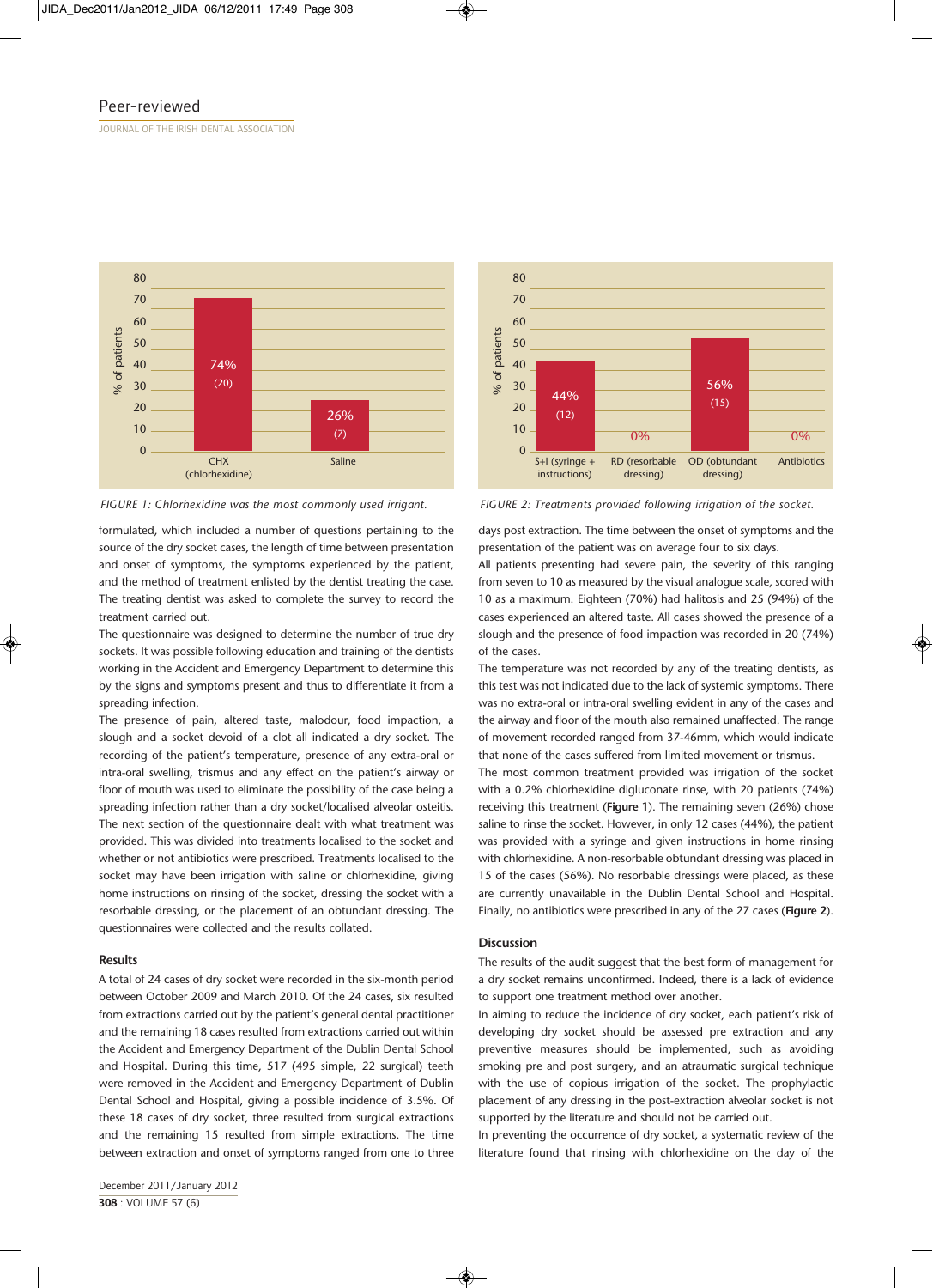FIGURE 1: Chlorhexidine was the most commonly used irrigant.

FIGURE 2: Treatments provided following irrigation of the socket.

formulated, which included a number of questions pertaining to the source of the dry socket cases, the length of time between presentation and onset of symptoms, the symptoms experienced by the patient, and the method of treatment enlisted by the dentist treating the case. The treating dentist was asked to complete the survey to record the treatment carried out.

The questionnaire was designed to determine the number of true dry sockets. It was possible following education and training of the dentists working in the Accident and Emergency Department to determine this by the signs and symptoms present and thus to differentiate it from a spreading infection.

The presence of pain, altered taste, malodour, food impaction, a slough and a socket devoid of a clot all indicated a dry socket. The recording of the patient's temperature, presence of any extra-oral or intra-oral swelling, trismus and any effect on the patient's airway or floor of mouth was used to eliminate the possibility of the case being a spreading infection rather than a dry socket/localised alveolar osteitis. The next section of the questionnaire dealt with what treatment was provided. This was divided into treatments localised to the socket and whether or not antibiotics were prescribed. Treatments localised to the socket may have been irrigation with saline or chlorhexidine, giving home instructions on rinsing of the socket, dressing the socket with a resorbable dressing, or the placement of an obtundant dressing. The questionnaires were collected and the results collated.

### Results

A total of 24 cases of dry socket were recorded in the six-month period between October 2009 and March 2010. Of the 24 cases, six resulted from extractions carried out by the patient's general dental practitioner and the remaining 18 cases resulted from extractions carried out within the Accident and Emergency Department of the Dublin Dental School and Hospital. During this time, 517 (495 simple, 22 surgical) teeth were removed in the Accident and Emergency Department of Dublin Dental School and Hospital, giving a possible incidence of 3.5%. Of these 18 cases of dry socket, three resulted from surgical extractions and the remaining 15 resulted from simple extractions. The time between extraction and onset of symptoms ranged from one to three days post extraction. The time between the onset of symptoms and the presentation of the patient was on average four to six days.

All patients presenting had severe pain, the severity of this ranging from seven to 10 as measured by the visual analogue scale, scored with 10 as a maximum. Eighteen (70%) had halitosis and 25 (94%) of the cases experienced an altered taste. All cases showed the presence of a slough and the presence of food impaction was recorded in 20 (74%) of the cases.

The temperature was not recorded by any of the treating dentists, as this test was not indicated due to the lack of systemic symptoms. There was no extra-oral or intra-oral swelling evident in any of the cases and the airway and floor of the mouth also remained unaffected. The range of movement recorded ranged from 37-46mm, which would indicate that none of the cases suffered from limited movement or trismus.

The most common treatment provided was irrigation of the socket with a 0.2% chlorhexidine digluconate rinse, with 20 patients (74%) receiving this treatment (**Figure 1**). The remaining seven (26%) chose saline to rinse the socket. However, in only 12 cases (44%), the patient was provided with a syringe and given instructions in home rinsing with chlorhexidine. A non-resorbable obtundant dressing was placed in 15 of the cases (56%). No resorbable dressings were placed, as these are currently unavailable in the Dublin Dental School and Hospital. Finally, no antibiotics were prescribed in any of the 27 cases (**Figure 2**).

### Discussion

The results of the audit suggest that the best form of management for a dry socket remains unconfirmed. Indeed, there is a lack of evidence to support one treatment method over another.

In aiming to reduce the incidence of dry socket, each patient's risk of developing dry socket should be assessed pre extraction and any preventive measures should be implemented, such as avoiding smoking pre and post surgery, and an atraumatic surgical technique with the use of copious irrigation of the socket. The prophylactic placement of any dressing in the post-extraction alveolar socket is not supported by the literature and should not be carried out.

In preventing the occurrence of dry socket, a systematic review of the literature found that rinsing with chlorhexidine on the day of the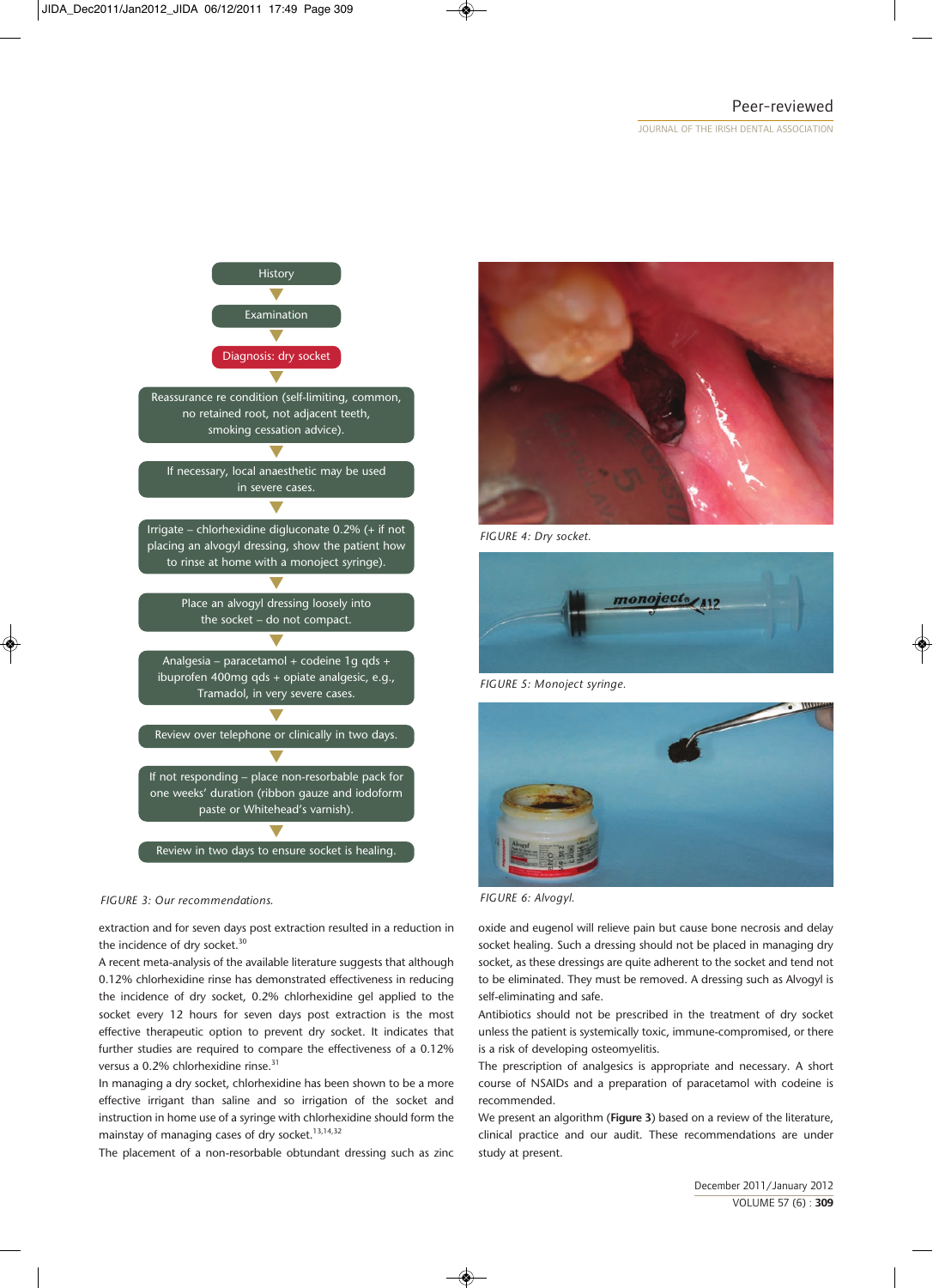History

Examination

Diagnosis: dry socket

Reassurance re condition (self-limiting, common, no retained root, not adjacent teeth, smoking cessation advice).

If necessary, local anaesthetic may be used in severe cases.

Irrigate – chlorhexidine digluconate 0.2% (+ if not placing an alvogyl dressing, show the patient how to rinse at home with a monoject syringe).

Place an alvogyl dressing loosely into the socket – do not compact.

Analgesia – paracetamol + codeine 1g qds + ibuprofen 400mg qds + opiate analgesic, e.g., Tramadol, in very severe cases.

Review over telephone or clinically in two days.

If not responding – place non-resorbable pack for one weeks' duration (ribbon gauze and iodoform paste or Whitehead's varnish).

Review in two days to ensure socket is healing.

*FIGURE 3: Our recommendations.*

*FIGURE 4: Dry socket.*

*FIGURE 5: Monoject syringe.*

*FIGURE 6: Alvogyl.*

extraction and for seven days post extraction resulted in a reduction in the incidence of dry socket.[30]

A recent meta-analysis of the available literature suggests that although 0.12% chlorhexidine rinse has demonstrated effectiveness in reducing the incidence of dry socket, 0.2% chlorhexidine gel applied to the socket every 12 hours for seven days post extraction is the most effective therapeutic option to prevent dry socket. It indicates that further studies are required to compare the effectiveness of a 0.12% versus a 0.2% chlorhexidine rinse.[31]

In managing a dry socket, chlorhexidine has been shown to be a more effective irrigant than saline and so irrigation of the socket and instruction in home use of a syringe with chlorhexidine should form the mainstay of managing cases of dry socket.[13,14,32]

The placement of a non-resorbable obtundant dressing such as zinc oxide and eugenol will relieve pain but cause bone necrosis and delay socket healing. Such a dressing should not be placed in managing dry socket, as these dressings are quite adherent to the socket and tend not to be eliminated. They must be removed. A dressing such as Alvogyl is self-eliminating and safe.

Antibiotics should not be prescribed in the treatment of dry socket unless the patient is systemically toxic, immune-compromised, or there is a risk of developing osteomyelitis.

The prescription of analgesics is appropriate and necessary. A short course of NSAIDs and a preparation of paracetamol with codeine is recommended.

We present an algorithm (**Figure 3**) based on a review of the literature, clinical practice and our audit. These recommendations are under study at present.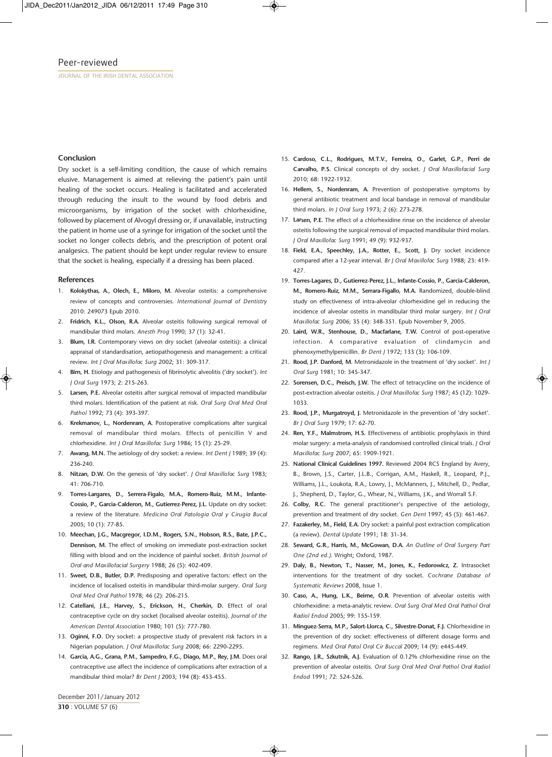## Conclusion

Dry socket is a self-limiting condition, the cause of which remains elusive. Management is aimed at relieving the patient's pain until healing of the socket occurs. Healing is facilitated and accelerated through reducing the insult to the wound by food debris and microorganisms, by irrigation of the socket with chlorhexidine, followed by placement of Alvogyl dressing or, if unavailable, instructing the patient in home use of a syringe for irrigation of the socket until the socket no longer collects debris, and the prescription of potent oral analgesics. The patient should be kept under regular review to ensure that the socket is healing, especially if a dressing has been placed.

## References

1. **Kolokythas, A., Olech, E., Miloro, M.** Alveolar osteitis: a comprehensive review of concepts and controversies. *International Journal of Dentistry* 2010: 249073 Epub 2010.
2. **Fridrich, K.L., Olson, R.A.** Alveolar osteitis following surgical removal of mandibular third molars. *Anesth Prog* 1990; 37 (1): 32-41.
3. **Blum, I.R.** Contemporary views on dry socket (alveolar osteitis): a clinical appraisal of standardisation, aetiopathogenesis and management: a critical review. *Int J Oral Maxillofac Surg* 2002; 31: 309-317.
4. **Birn, H.** Etiology and pathogenesis of fibrinolytic alveolitis ('dry socket'). *Int J Oral Surg* 1973; 2: 215-263.
5. **Larsen, P.E.** Alveolar osteitis after surgical removal of impacted mandibular third molars. Identification of the patient at risk. *Oral Surg Oral Med Oral Pathol* 1992; 73 (4): 393-397.
6. **Krekmanov, L., Nordenram, A.** Postoperative complications after surgical removal of mandibular third molars. Effects of penicillin V and chlorhexidine. *Int J Oral Maxillofac Surg* 1986; 15 (1): 25-29.
7. **Awang, M.N.** The aetiology of dry socket: a review. *Int Dent J* 1989; 39 (4): 236-240.
8. **Nitzan, D.W.** On the genesis of 'dry socket'. *J Oral Maxillofac Surg* 1983; 41: 706-710.
9. **Torres-Largares, D., Serrera-Figalo, M.A., Romero-Ruiz, M.M., Infante-Cossio, P., Garcia-Calderon, M., Gutierrez-Perez, J.L.** Update on dry socket: a review of the literature. *Medicina Oral Patologia Oral y Cirugia Bucal* 2005; 10 (1): 77-85.
10. **Meechan, J.G., Macgregor, I.D.M., Rogers, S.N., Hobson, R.S., Bate, J.P.C., Dennison, M.** The effect of smoking on immediate post-extraction socket filling with blood and on the incidence of painful socket. *British Journal of Oral and Maxillofacial Surgery* 1988; 26 (5): 402-409.
11. **Sweet, D.B., Butler, D.P.** Predisposing and operative factors: effect on the incidence of localised osteitis in mandibular third-molar surgery. *Oral Surg Oral Med Oral Pathol* 1978; 46 (2): 206-215.
12. **Catellani, J.E., Harvey, S., Erickson, H., Cherkin, D.** Effect of oral contraceptive cycle on dry socket (localised alveolar osteitis). *Journal of the American Dental Association* 1980; 101 (5): 777-780.
13. **Oginni, F.O.** Dry socket: a prospective study of prevalent risk factors in a Nigerian population. *J Oral Maxillofac Surg* 2008; 66: 2290-2295.
14. **Garcia, A.G., Grana, P.M., Sampedro, F.G., Diago, M.P., Rey, J.M.** Does oral contraceptive use affect the incidence of complications after extraction of a mandibular third molar? *Br Dent J* 2003; 194 (8): 453-455.
15. **Cardoso, C.L., Rodrigues, M.T.V., Ferreira, O., Garlet, G.P., Perri de Carvalho, P.S.** Clinical concepts of dry socket. *J Oral Maxillofacial Surg* 2010; 68: 1922-1932.
16. **Hellem, S., Nordenram, A.** Prevention of postoperative symptoms by general antibiotic treatment and local bandage in removal of mandibular third molars. *In J Oral Surg* 1973; 2 (6): 273-278.
17. **Larsen, P.E.** The effect of a chlorhexidine rinse on the incidence of alveolar osteitis following the surgical removal of impacted mandibular third molars. *J Oral Maxillofac Surg* 1991; 49 (9): 932-937.
18. **Field, E.A., Speechley, J.A., Rotter, E., Scott, J.** Dry socket incidence compared after a 12-year interval. *Br J Oral Maxillofac Surg* 1988; 23: 419-427.
19. **Torres-Lagares, D., Gutierrez-Perez, J.L., Infante-Cossio, P., Garcia-Calderon, M., Romero-Ruiz, M.M., Serrera-Figallo, M.A.** Randomized, double-blind study on effectiveness of intra-alveolar chlorhexidine gel in reducing the incidence of alveolar osteitis in mandibular third molar surgery. *Int J Oral Maxillofac Surg* 2006; 35 (4): 348-351. Epub November 9, 2005.
20. **Laird, W.R., Stenhouse, D., Macfarlane, T.W.** Control of post-operative infection. A comparative evaluation of clindamycin and phenoxymethylpenicillin. *Br Dent J* 1972; 133 (3): 106-109.
21. **Rood, J.P. Danford, M.** Metronidazole in the treatment of 'dry socket'. *Int J Oral Surg* 1981; 10: 345-347.
22. **Sorensen, D.C., Preisch, J.W.** The effect of tetracycline on the incidence of post-extraction alveolar osteitis. *J Oral Maxillofac Surg* 1987; 45 (12): 1029-1033.
23. **Rood, J.P., Murgatroyd, J.** Metronidazole in the prevention of 'dry socket'. *Br J Oral Surg* 1979; 17: 62-70.
24. **Ren, Y.F., Malmstrom, H.S.** Effectiveness of antibiotic prophylaxis in third molar surgery: a meta-analysis of randomised controlled clinical trials. *J Oral Maxillofac Surg* 2007; 65: 1909-1921.
25. **National Clinical Guidelines 1997.** Reviewed 2004 RCS England by Avery, B., Brown, J.S., Carter, J.L.B., Corrigan, A.M., Haskell, R., Leopard, P.J., Williams, J.L., Loukota, R.A., Lowry, J., McManners, J., Mitchell, D., Pedlar, J., Shepherd, D., Taylor, G., Whear, N., Williams, J.K., and Worrall S.F.
26. **Colby, R.C.** The general practitioner's perspective of the aetiology, prevention and treatment of dry socket. *Gen Dent* 1997; 45 (5): 461-467.
27. **Fazakerley, M., Field, E.A.** Dry socket: a painful post extraction complication (a review). *Dental Update* 1991; 18: 31-34.
28. **Seward, G.R., Harris, M., McGowan, D.A.** *An Outline of Oral Surgery Part One (2nd ed.).* Wright; Oxford, 1987.
29. **Daly, B., Newton, T., Nasser, M., Jones, K., Fedorowicz, Z.** Intrasocket interventions for the treatment of dry socket. *Cochrane Database of Systematic Reviews* 2008, Issue 1.
30. **Caso, A., Hung, L.K., Beirne, O.R.** Prevention of alveolar osteitis with chlorhexidine: a meta-analytic review. *Oral Surg Oral Med Oral Pathol Oral Radiol Endod* 2005; 99: 155-159.
31. **Minguez-Serra, M.P., Salort-Llorca, C., Silvestre-Donat, F.J.** Chlorhexidine in the prevention of dry socket: effectiveness of different dosage forms and regimens. *Med Oral Patol Oral Cir Buccal* 2009; 14 (9): e445-449.
32. **Rango, J.R., Szkutnik, A.J.** Evaluation of 0.12% chlorhexidine rinse on the prevention of alveolar osteitis. *Oral Surg Oral Med Oral Pathol Oral Radiol Endod* 1991; 72: 524-526.